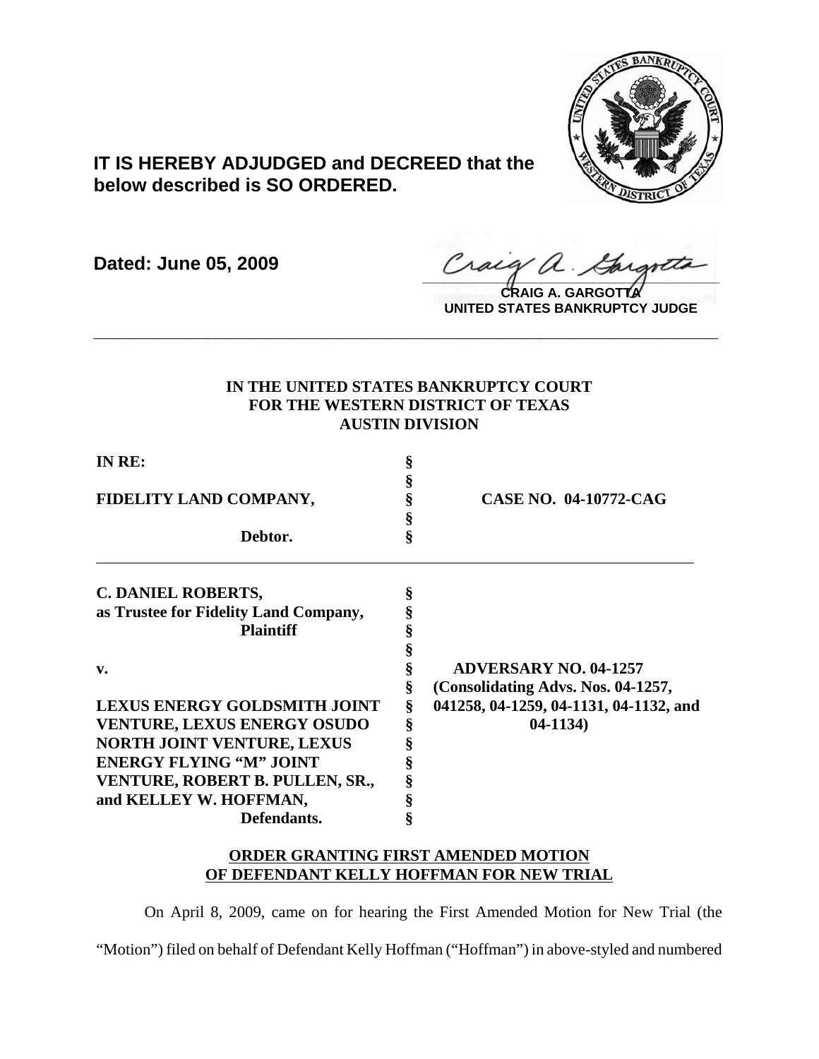**IT IS HEREBY ADJUDGED and DECREED that the below described is SO ORDERED.**

**Dated: June 05, 2009**

**CRAIG A. GARGOTTA**
**UNITED STATES BANKRUPTCY JUDGE**

---

**IN THE UNITED STATES BANKRUPTCY COURT**
**FOR THE WESTERN DISTRICT OF TEXAS**
**AUSTIN DIVISION**

| | | |
|---|---|---|
| **IN RE:** | § | |
| | § | |
| **FIDELITY LAND COMPANY,** | § | **CASE NO. 04-10772-CAG** |
| | § | |
| **Debtor.** | § | |

| | | |
|---|---|---|
| **C. DANIEL ROBERTS,** | § | |
| **as Trustee for Fidelity Land Company,** | § | |
| **Plaintiff** | § | |
| | § | |
| **v.** | § | **ADVERSARY NO. 04-1257** |
| | § | **(Consolidating Advs. Nos. 04-1257,** |
| **LEXUS ENERGY GOLDSMITH JOINT** | § | **041258, 04-1259, 04-1131, 04-1132, and** |
| **VENTURE, LEXUS ENERGY OSUDO** | § | **04-1134)** |
| **NORTH JOINT VENTURE, LEXUS** | § | |
| **ENERGY FLYING "M" JOINT** | § | |
| **VENTURE, ROBERT B. PULLEN, SR.,** | § | |
| **and KELLEY W. HOFFMAN,** | § | |
| **Defendants.** | § | |

## ORDER GRANTING FIRST AMENDED MOTION OF DEFENDANT KELLY HOFFMAN FOR NEW TRIAL

On April 8, 2009, came on for hearing the First Amended Motion for New Trial (the "Motion") filed on behalf of Defendant Kelly Hoffman ("Hoffman") in above-styled and numbered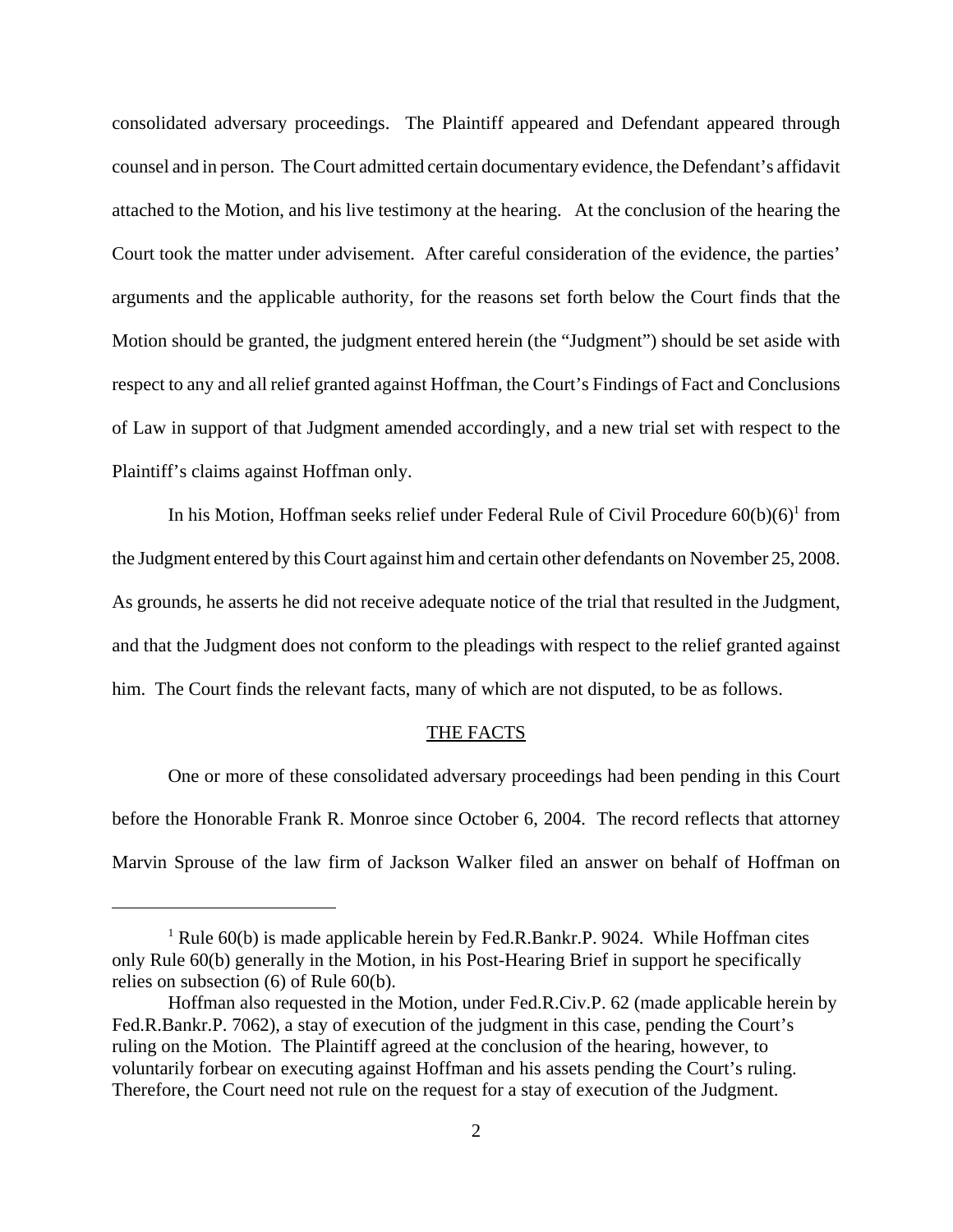consolidated adversary proceedings. The Plaintiff appeared and Defendant appeared through counsel and in person. The Court admitted certain documentary evidence, the Defendant's affidavit attached to the Motion, and his live testimony at the hearing. At the conclusion of the hearing the Court took the matter under advisement. After careful consideration of the evidence, the parties' arguments and the applicable authority, for the reasons set forth below the Court finds that the Motion should be granted, the judgment entered herein (the "Judgment") should be set aside with respect to any and all relief granted against Hoffman, the Court's Findings of Fact and Conclusions of Law in support of that Judgment amended accordingly, and a new trial set with respect to the Plaintiff's claims against Hoffman only.

In his Motion, Hoffman seeks relief under Federal Rule of Civil Procedure 60(b)(6)[1] from the Judgment entered by this Court against him and certain other defendants on November 25, 2008. As grounds, he asserts he did not receive adequate notice of the trial that resulted in the Judgment, and that the Judgment does not conform to the pleadings with respect to the relief granted against him. The Court finds the relevant facts, many of which are not disputed, to be as follows.

## THE FACTS

One or more of these consolidated adversary proceedings had been pending in this Court before the Honorable Frank R. Monroe since October 6, 2004. The record reflects that attorney Marvin Sprouse of the law firm of Jackson Walker filed an answer on behalf of Hoffman on

---

[1] Rule 60(b) is made applicable herein by Fed.R.Bankr.P. 9024. While Hoffman cites only Rule 60(b) generally in the Motion, in his Post-Hearing Brief in support he specifically relies on subsection (6) of Rule 60(b).

Hoffman also requested in the Motion, under Fed.R.Civ.P. 62 (made applicable herein by Fed.R.Bankr.P. 7062), a stay of execution of the judgment in this case, pending the Court's ruling on the Motion. The Plaintiff agreed at the conclusion of the hearing, however, to voluntarily forbear on executing against Hoffman and his assets pending the Court's ruling. Therefore, the Court need not rule on the request for a stay of execution of the Judgment.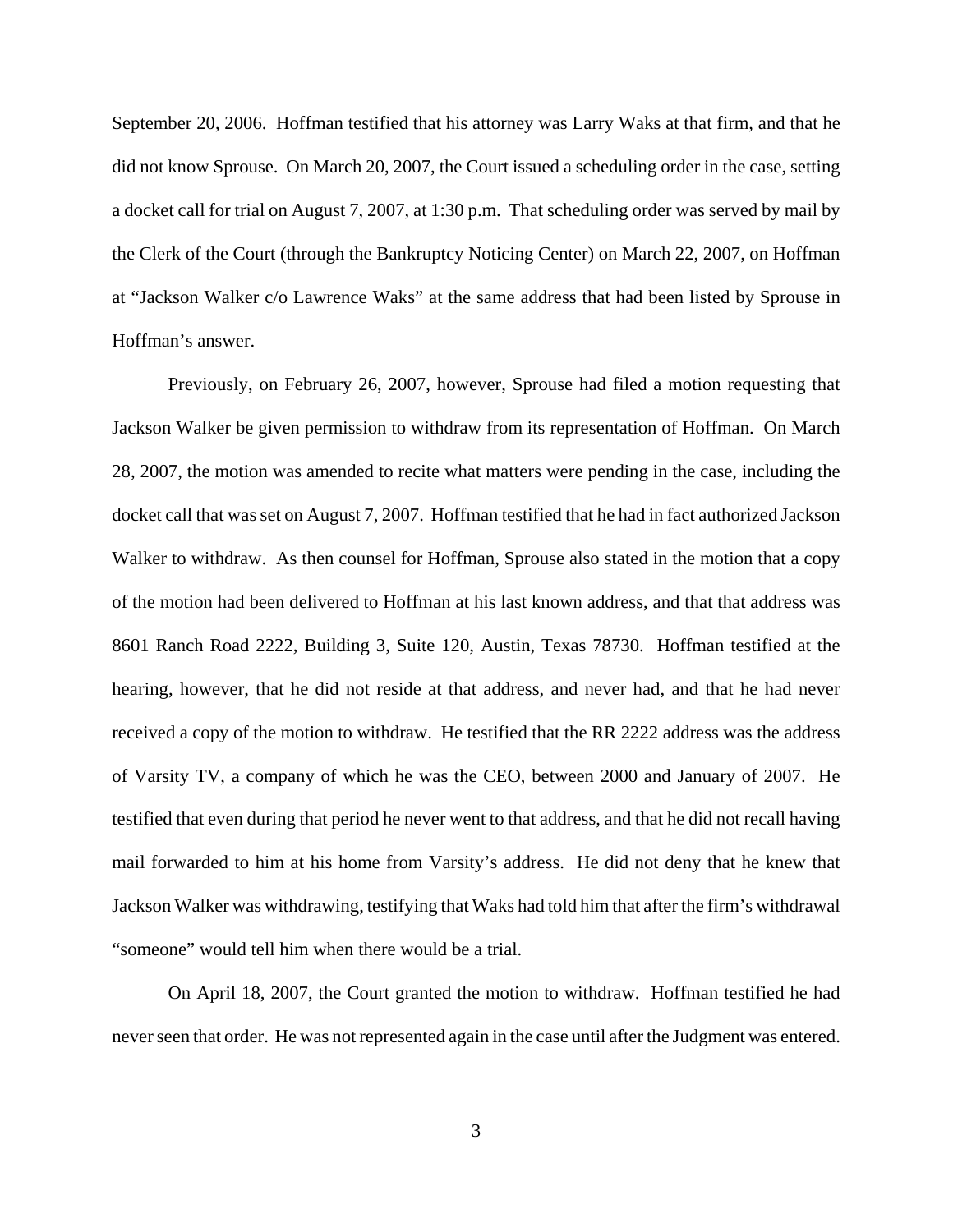September 20, 2006. Hoffman testified that his attorney was Larry Waks at that firm, and that he did not know Sprouse. On March 20, 2007, the Court issued a scheduling order in the case, setting a docket call for trial on August 7, 2007, at 1:30 p.m. That scheduling order was served by mail by the Clerk of the Court (through the Bankruptcy Noticing Center) on March 22, 2007, on Hoffman at "Jackson Walker c/o Lawrence Waks" at the same address that had been listed by Sprouse in Hoffman's answer.

Previously, on February 26, 2007, however, Sprouse had filed a motion requesting that Jackson Walker be given permission to withdraw from its representation of Hoffman. On March 28, 2007, the motion was amended to recite what matters were pending in the case, including the docket call that was set on August 7, 2007. Hoffman testified that he had in fact authorized Jackson Walker to withdraw. As then counsel for Hoffman, Sprouse also stated in the motion that a copy of the motion had been delivered to Hoffman at his last known address, and that that address was 8601 Ranch Road 2222, Building 3, Suite 120, Austin, Texas 78730. Hoffman testified at the hearing, however, that he did not reside at that address, and never had, and that he had never received a copy of the motion to withdraw. He testified that the RR 2222 address was the address of Varsity TV, a company of which he was the CEO, between 2000 and January of 2007. He testified that even during that period he never went to that address, and that he did not recall having mail forwarded to him at his home from Varsity's address. He did not deny that he knew that Jackson Walker was withdrawing, testifying that Waks had told him that after the firm's withdrawal "someone" would tell him when there would be a trial.

On April 18, 2007, the Court granted the motion to withdraw. Hoffman testified he had never seen that order. He was not represented again in the case until after the Judgment was entered.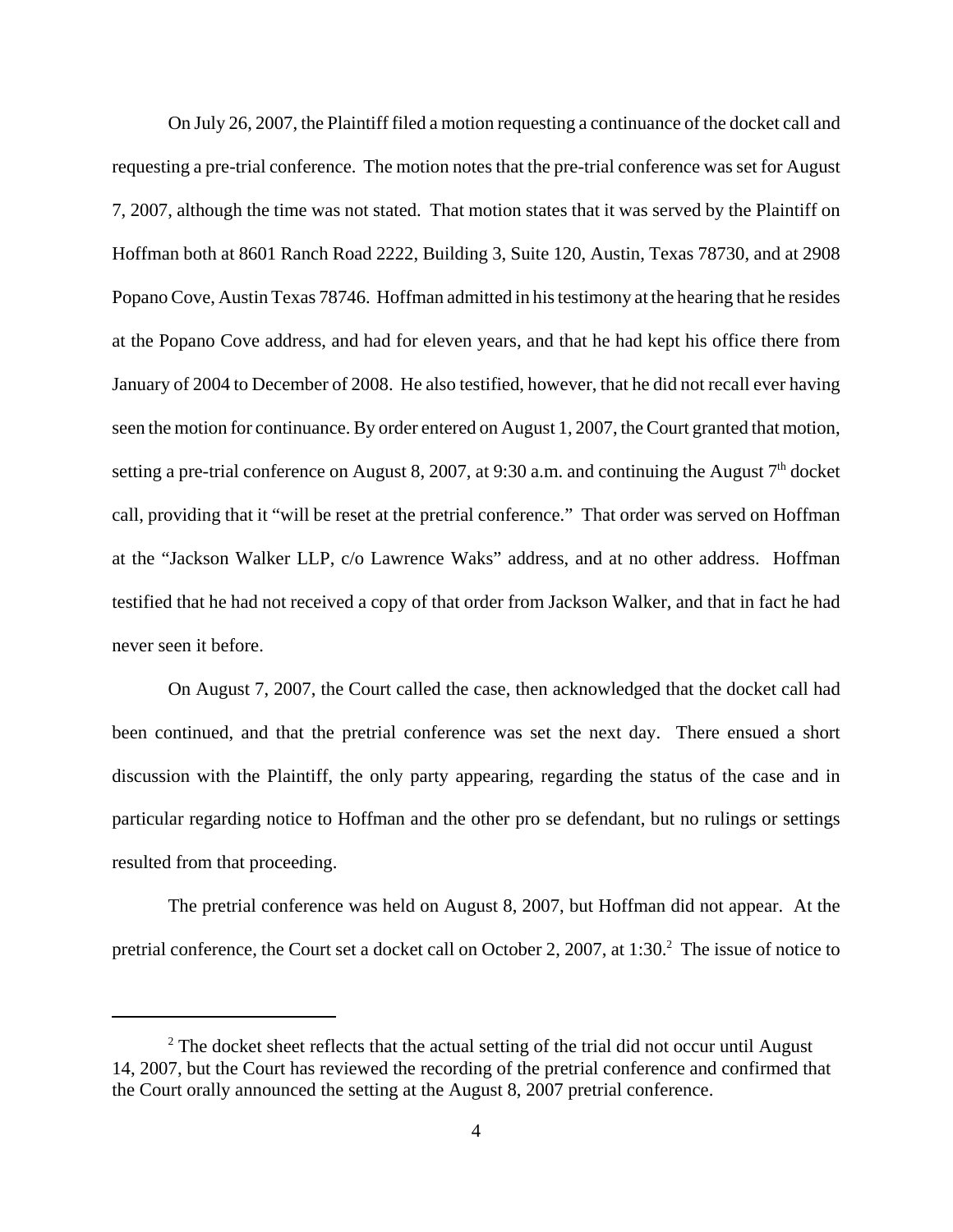On July 26, 2007, the Plaintiff filed a motion requesting a continuance of the docket call and requesting a pre-trial conference. The motion notes that the pre-trial conference was set for August 7, 2007, although the time was not stated. That motion states that it was served by the Plaintiff on Hoffman both at 8601 Ranch Road 2222, Building 3, Suite 120, Austin, Texas 78730, and at 2908 Popano Cove, Austin Texas 78746. Hoffman admitted in his testimony at the hearing that he resides at the Popano Cove address, and had for eleven years, and that he had kept his office there from January of 2004 to December of 2008. He also testified, however, that he did not recall ever having seen the motion for continuance. By order entered on August 1, 2007, the Court granted that motion, setting a pre-trial conference on August 8, 2007, at 9:30 a.m. and continuing the August 7th docket call, providing that it "will be reset at the pretrial conference." That order was served on Hoffman at the "Jackson Walker LLP, c/o Lawrence Waks" address, and at no other address. Hoffman testified that he had not received a copy of that order from Jackson Walker, and that in fact he had never seen it before.

On August 7, 2007, the Court called the case, then acknowledged that the docket call had been continued, and that the pretrial conference was set the next day. There ensued a short discussion with the Plaintiff, the only party appearing, regarding the status of the case and in particular regarding notice to Hoffman and the other pro se defendant, but no rulings or settings resulted from that proceeding.

The pretrial conference was held on August 8, 2007, but Hoffman did not appear. At the pretrial conference, the Court set a docket call on October 2, 2007, at 1:30.[2] The issue of notice to

---

[2] The docket sheet reflects that the actual setting of the trial did not occur until August 14, 2007, but the Court has reviewed the recording of the pretrial conference and confirmed that the Court orally announced the setting at the August 8, 2007 pretrial conference.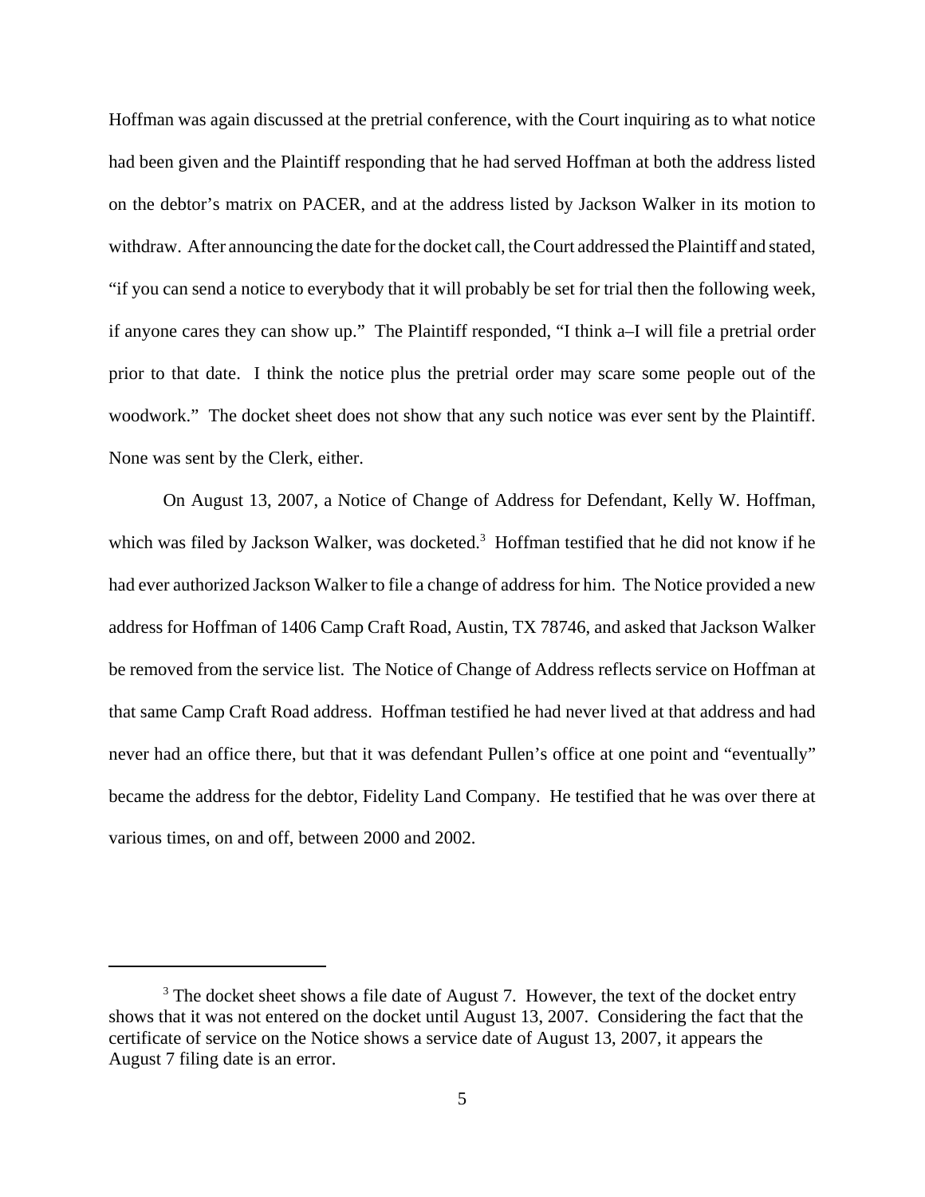Hoffman was again discussed at the pretrial conference, with the Court inquiring as to what notice had been given and the Plaintiff responding that he had served Hoffman at both the address listed on the debtor's matrix on PACER, and at the address listed by Jackson Walker in its motion to withdraw. After announcing the date for the docket call, the Court addressed the Plaintiff and stated, "if you can send a notice to everybody that it will probably be set for trial then the following week, if anyone cares they can show up." The Plaintiff responded, "I think a–I will file a pretrial order prior to that date. I think the notice plus the pretrial order may scare some people out of the woodwork." The docket sheet does not show that any such notice was ever sent by the Plaintiff. None was sent by the Clerk, either.

On August 13, 2007, a Notice of Change of Address for Defendant, Kelly W. Hoffman, which was filed by Jackson Walker, was docketed.[3] Hoffman testified that he did not know if he had ever authorized Jackson Walker to file a change of address for him. The Notice provided a new address for Hoffman of 1406 Camp Craft Road, Austin, TX 78746, and asked that Jackson Walker be removed from the service list. The Notice of Change of Address reflects service on Hoffman at that same Camp Craft Road address. Hoffman testified he had never lived at that address and had never had an office there, but that it was defendant Pullen's office at one point and "eventually" became the address for the debtor, Fidelity Land Company. He testified that he was over there at various times, on and off, between 2000 and 2002.

---

[3] The docket sheet shows a file date of August 7. However, the text of the docket entry shows that it was not entered on the docket until August 13, 2007. Considering the fact that the certificate of service on the Notice shows a service date of August 13, 2007, it appears the August 7 filing date is an error.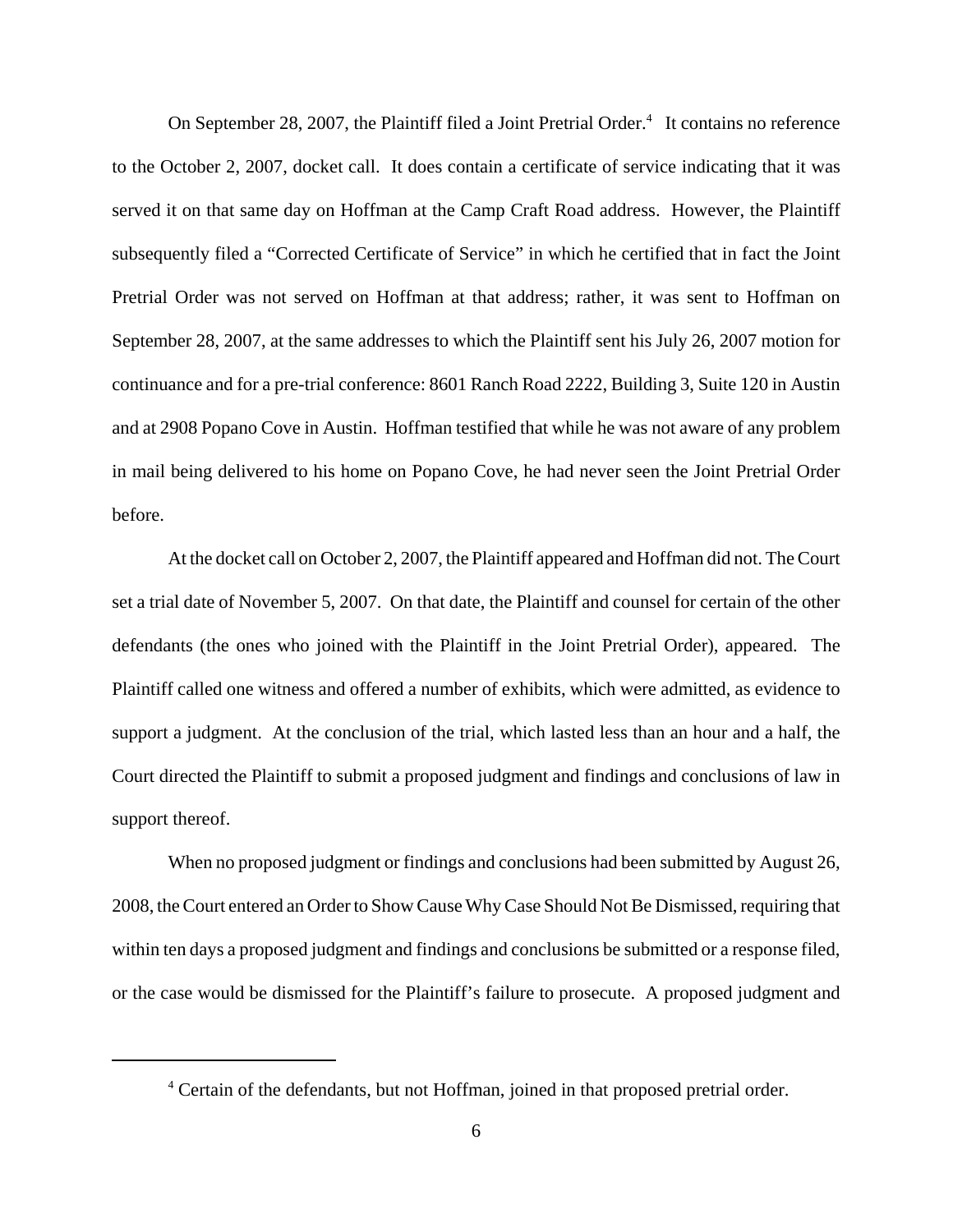On September 28, 2007, the Plaintiff filed a Joint Pretrial Order.[4] It contains no reference to the October 2, 2007, docket call. It does contain a certificate of service indicating that it was served it on that same day on Hoffman at the Camp Craft Road address. However, the Plaintiff subsequently filed a "Corrected Certificate of Service" in which he certified that in fact the Joint Pretrial Order was not served on Hoffman at that address; rather, it was sent to Hoffman on September 28, 2007, at the same addresses to which the Plaintiff sent his July 26, 2007 motion for continuance and for a pre-trial conference: 8601 Ranch Road 2222, Building 3, Suite 120 in Austin and at 2908 Popano Cove in Austin. Hoffman testified that while he was not aware of any problem in mail being delivered to his home on Popano Cove, he had never seen the Joint Pretrial Order before.

At the docket call on October 2, 2007, the Plaintiff appeared and Hoffman did not. The Court set a trial date of November 5, 2007. On that date, the Plaintiff and counsel for certain of the other defendants (the ones who joined with the Plaintiff in the Joint Pretrial Order), appeared. The Plaintiff called one witness and offered a number of exhibits, which were admitted, as evidence to support a judgment. At the conclusion of the trial, which lasted less than an hour and a half, the Court directed the Plaintiff to submit a proposed judgment and findings and conclusions of law in support thereof.

When no proposed judgment or findings and conclusions had been submitted by August 26, 2008, the Court entered an Order to Show Cause Why Case Should Not Be Dismissed, requiring that within ten days a proposed judgment and findings and conclusions be submitted or a response filed, or the case would be dismissed for the Plaintiff's failure to prosecute. A proposed judgment and

[4] Certain of the defendants, but not Hoffman, joined in that proposed pretrial order.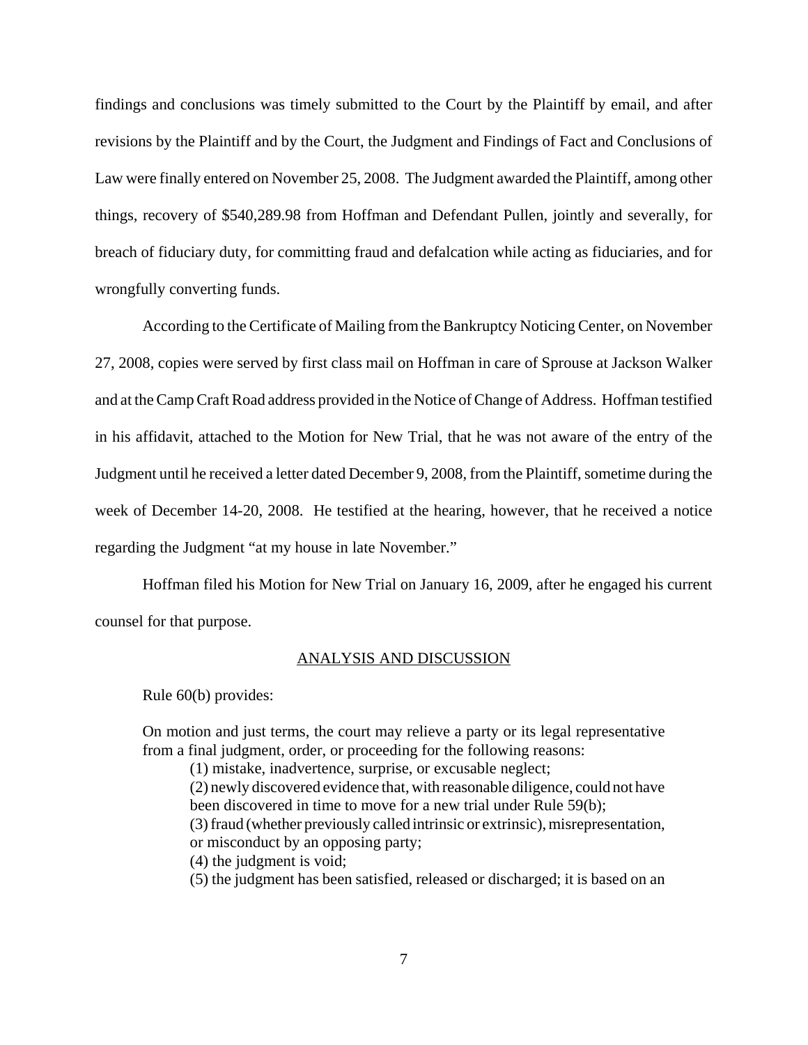findings and conclusions was timely submitted to the Court by the Plaintiff by email, and after revisions by the Plaintiff and by the Court, the Judgment and Findings of Fact and Conclusions of Law were finally entered on November 25, 2008. The Judgment awarded the Plaintiff, among other things, recovery of $540,289.98 from Hoffman and Defendant Pullen, jointly and severally, for breach of fiduciary duty, for committing fraud and defalcation while acting as fiduciaries, and for wrongfully converting funds.

According to the Certificate of Mailing from the Bankruptcy Noticing Center, on November 27, 2008, copies were served by first class mail on Hoffman in care of Sprouse at Jackson Walker and at the Camp Craft Road address provided in the Notice of Change of Address. Hoffman testified in his affidavit, attached to the Motion for New Trial, that he was not aware of the entry of the Judgment until he received a letter dated December 9, 2008, from the Plaintiff, sometime during the week of December 14-20, 2008. He testified at the hearing, however, that he received a notice regarding the Judgment "at my house in late November."

Hoffman filed his Motion for New Trial on January 16, 2009, after he engaged his current counsel for that purpose.

## ANALYSIS AND DISCUSSION

Rule 60(b) provides:

> On motion and just terms, the court may relieve a party or its legal representative from a final judgment, order, or proceeding for the following reasons:
>
> (1) mistake, inadvertence, surprise, or excusable neglect;
>
> (2) newly discovered evidence that, with reasonable diligence, could not have been discovered in time to move for a new trial under Rule 59(b);
>
> (3) fraud (whether previously called intrinsic or extrinsic), misrepresentation, or misconduct by an opposing party;
>
> (4) the judgment is void;
>
> (5) the judgment has been satisfied, released or discharged; it is based on an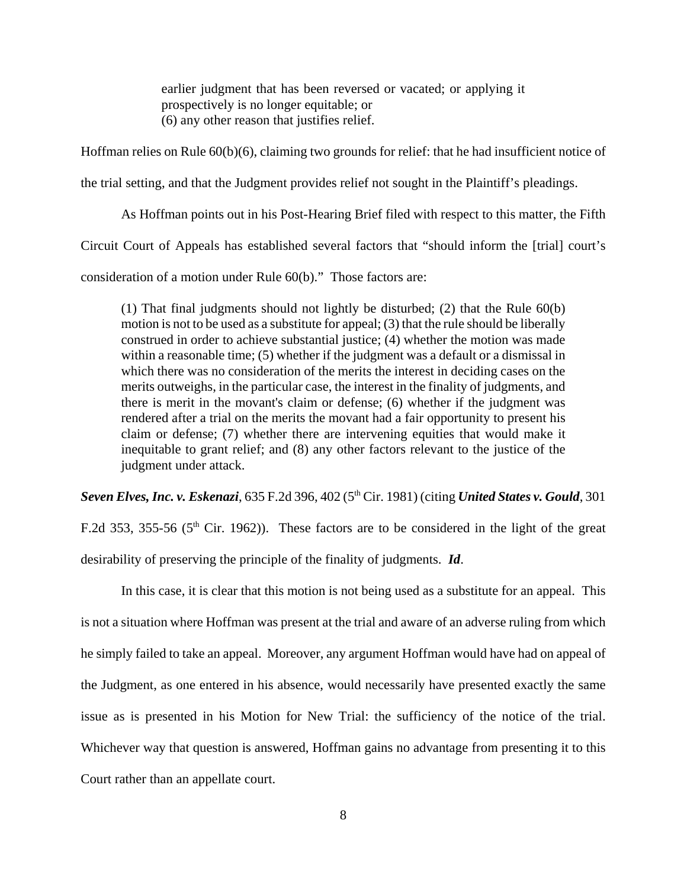> earlier judgment that has been reversed or vacated; or applying it prospectively is no longer equitable; or
> (6) any other reason that justifies relief.

Hoffman relies on Rule 60(b)(6), claiming two grounds for relief: that he had insufficient notice of the trial setting, and that the Judgment provides relief not sought in the Plaintiff's pleadings.

As Hoffman points out in his Post-Hearing Brief filed with respect to this matter, the Fifth Circuit Court of Appeals has established several factors that "should inform the [trial] court's consideration of a motion under Rule 60(b)." Those factors are:

> (1) That final judgments should not lightly be disturbed; (2) that the Rule 60(b) motion is not to be used as a substitute for appeal; (3) that the rule should be liberally construed in order to achieve substantial justice; (4) whether the motion was made within a reasonable time; (5) whether if the judgment was a default or a dismissal in which there was no consideration of the merits the interest in deciding cases on the merits outweighs, in the particular case, the interest in the finality of judgments, and there is merit in the movant's claim or defense; (6) whether if the judgment was rendered after a trial on the merits the movant had a fair opportunity to present his claim or defense; (7) whether there are intervening equities that would make it inequitable to grant relief; and (8) any other factors relevant to the justice of the judgment under attack.

***Seven Elves, Inc. v. Eskenazi***, 635 F.2d 396, 402 (5th Cir. 1981) (citing ***United States v. Gould***, 301 F.2d 353, 355-56 (5th Cir. 1962)). These factors are to be considered in the light of the great desirability of preserving the principle of the finality of judgments. ***Id***.

In this case, it is clear that this motion is not being used as a substitute for an appeal. This is not a situation where Hoffman was present at the trial and aware of an adverse ruling from which he simply failed to take an appeal. Moreover, any argument Hoffman would have had on appeal of the Judgment, as one entered in his absence, would necessarily have presented exactly the same issue as is presented in his Motion for New Trial: the sufficiency of the notice of the trial. Whichever way that question is answered, Hoffman gains no advantage from presenting it to this Court rather than an appellate court.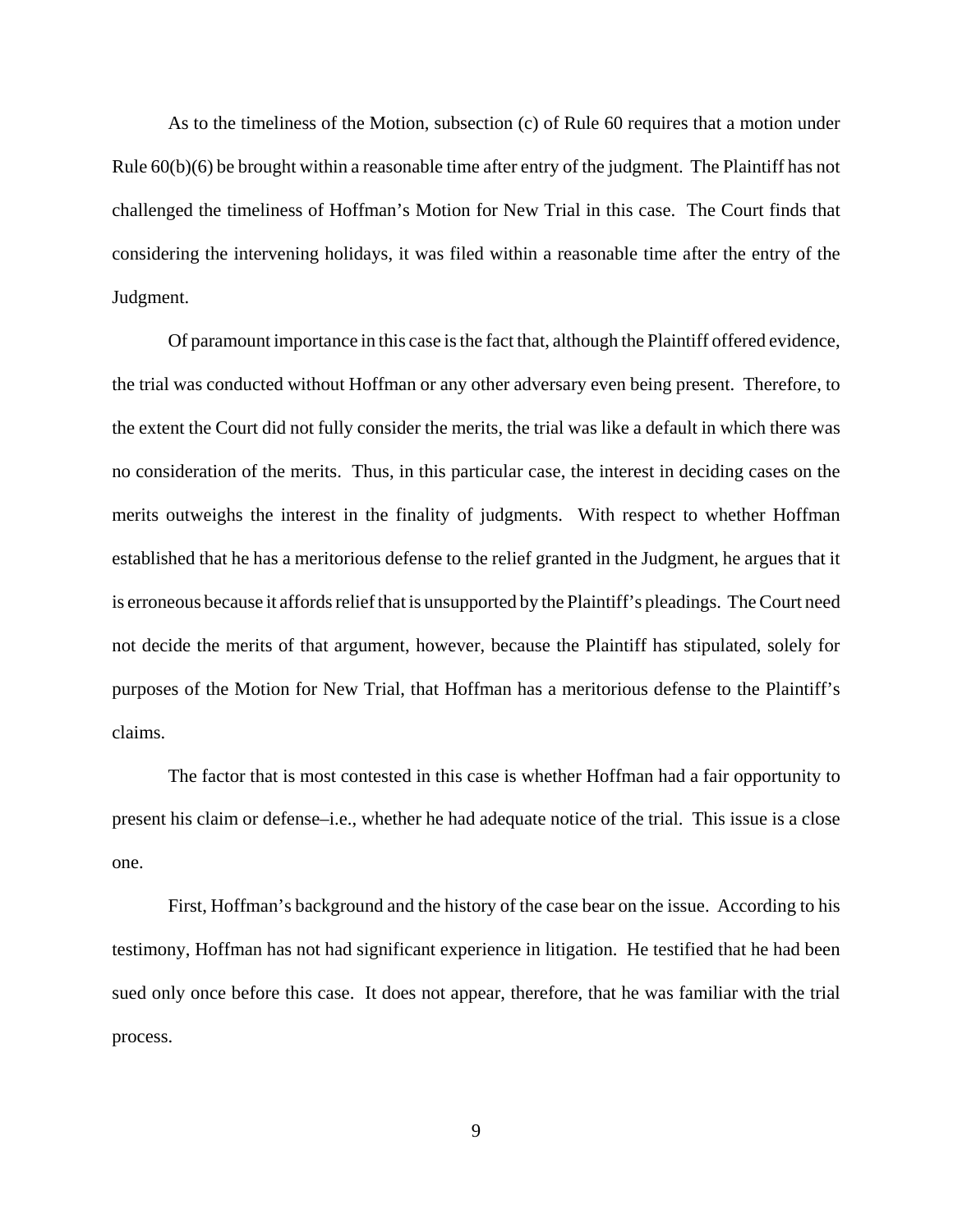As to the timeliness of the Motion, subsection (c) of Rule 60 requires that a motion under Rule 60(b)(6) be brought within a reasonable time after entry of the judgment. The Plaintiff has not challenged the timeliness of Hoffman's Motion for New Trial in this case. The Court finds that considering the intervening holidays, it was filed within a reasonable time after the entry of the Judgment.

Of paramount importance in this case is the fact that, although the Plaintiff offered evidence, the trial was conducted without Hoffman or any other adversary even being present. Therefore, to the extent the Court did not fully consider the merits, the trial was like a default in which there was no consideration of the merits. Thus, in this particular case, the interest in deciding cases on the merits outweighs the interest in the finality of judgments. With respect to whether Hoffman established that he has a meritorious defense to the relief granted in the Judgment, he argues that it is erroneous because it affords relief that is unsupported by the Plaintiff's pleadings. The Court need not decide the merits of that argument, however, because the Plaintiff has stipulated, solely for purposes of the Motion for New Trial, that Hoffman has a meritorious defense to the Plaintiff's claims.

The factor that is most contested in this case is whether Hoffman had a fair opportunity to present his claim or defense–i.e., whether he had adequate notice of the trial. This issue is a close one.

First, Hoffman's background and the history of the case bear on the issue. According to his testimony, Hoffman has not had significant experience in litigation. He testified that he had been sued only once before this case. It does not appear, therefore, that he was familiar with the trial process.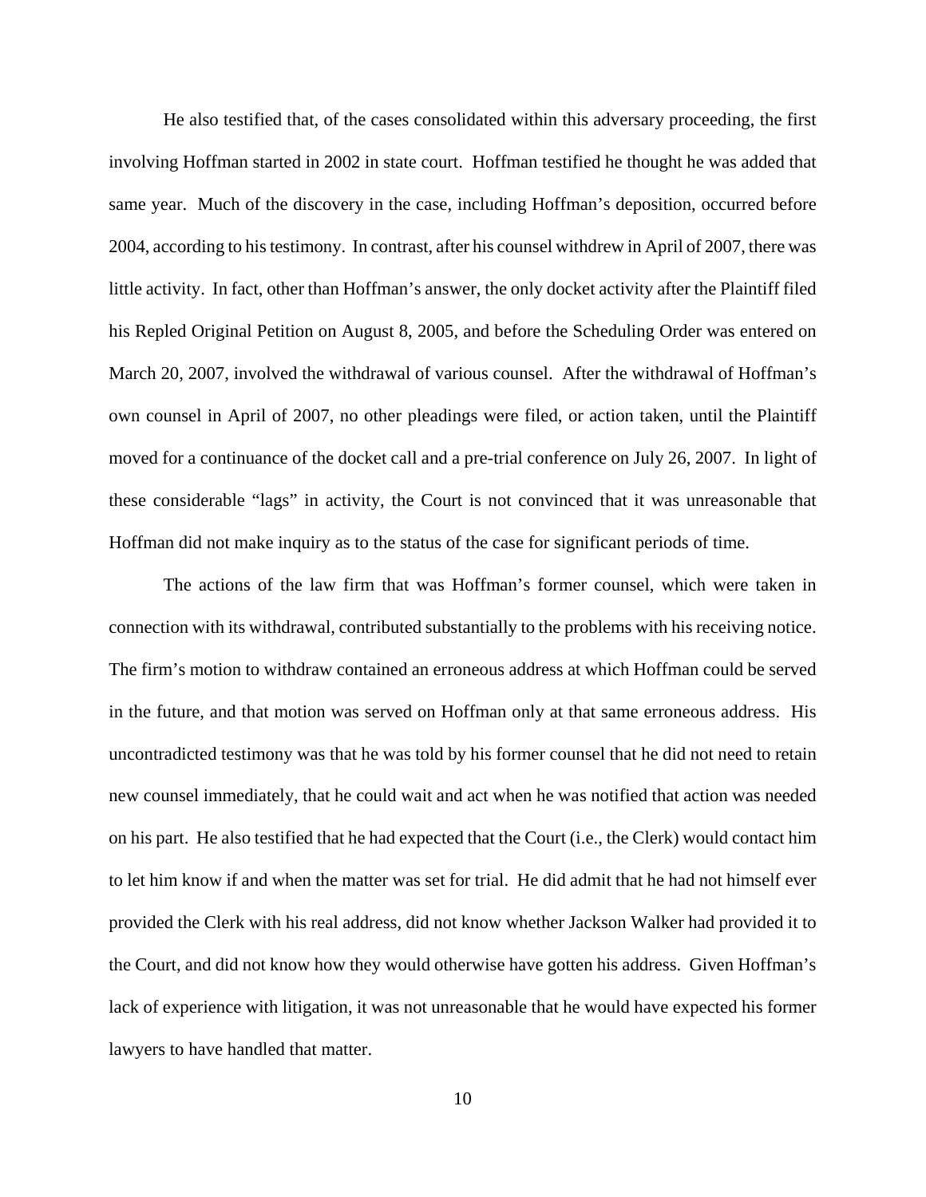He also testified that, of the cases consolidated within this adversary proceeding, the first involving Hoffman started in 2002 in state court. Hoffman testified he thought he was added that same year. Much of the discovery in the case, including Hoffman's deposition, occurred before 2004, according to his testimony. In contrast, after his counsel withdrew in April of 2007, there was little activity. In fact, other than Hoffman's answer, the only docket activity after the Plaintiff filed his Repled Original Petition on August 8, 2005, and before the Scheduling Order was entered on March 20, 2007, involved the withdrawal of various counsel. After the withdrawal of Hoffman's own counsel in April of 2007, no other pleadings were filed, or action taken, until the Plaintiff moved for a continuance of the docket call and a pre-trial conference on July 26, 2007. In light of these considerable "lags" in activity, the Court is not convinced that it was unreasonable that Hoffman did not make inquiry as to the status of the case for significant periods of time.

The actions of the law firm that was Hoffman's former counsel, which were taken in connection with its withdrawal, contributed substantially to the problems with his receiving notice. The firm's motion to withdraw contained an erroneous address at which Hoffman could be served in the future, and that motion was served on Hoffman only at that same erroneous address. His uncontradicted testimony was that he was told by his former counsel that he did not need to retain new counsel immediately, that he could wait and act when he was notified that action was needed on his part. He also testified that he had expected that the Court (i.e., the Clerk) would contact him to let him know if and when the matter was set for trial. He did admit that he had not himself ever provided the Clerk with his real address, did not know whether Jackson Walker had provided it to the Court, and did not know how they would otherwise have gotten his address. Given Hoffman's lack of experience with litigation, it was not unreasonable that he would have expected his former lawyers to have handled that matter.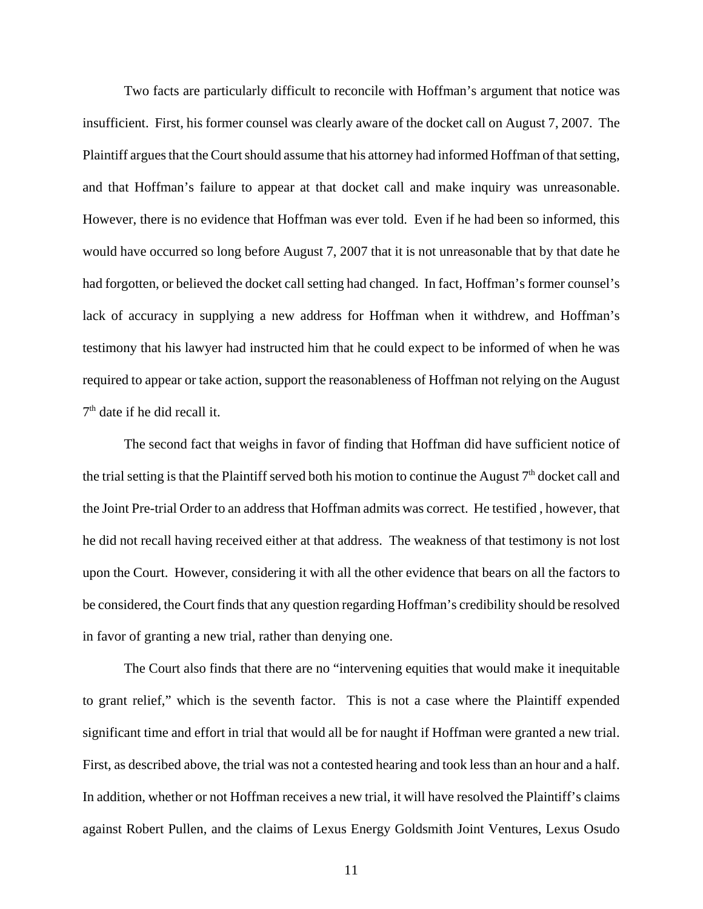Two facts are particularly difficult to reconcile with Hoffman's argument that notice was insufficient. First, his former counsel was clearly aware of the docket call on August 7, 2007. The Plaintiff argues that the Court should assume that his attorney had informed Hoffman of that setting, and that Hoffman's failure to appear at that docket call and make inquiry was unreasonable. However, there is no evidence that Hoffman was ever told. Even if he had been so informed, this would have occurred so long before August 7, 2007 that it is not unreasonable that by that date he had forgotten, or believed the docket call setting had changed. In fact, Hoffman's former counsel's lack of accuracy in supplying a new address for Hoffman when it withdrew, and Hoffman's testimony that his lawyer had instructed him that he could expect to be informed of when he was required to appear or take action, support the reasonableness of Hoffman not relying on the August 7th date if he did recall it.

The second fact that weighs in favor of finding that Hoffman did have sufficient notice of the trial setting is that the Plaintiff served both his motion to continue the August 7th docket call and the Joint Pre-trial Order to an address that Hoffman admits was correct. He testified , however, that he did not recall having received either at that address. The weakness of that testimony is not lost upon the Court. However, considering it with all the other evidence that bears on all the factors to be considered, the Court finds that any question regarding Hoffman's credibility should be resolved in favor of granting a new trial, rather than denying one.

The Court also finds that there are no "intervening equities that would make it inequitable to grant relief," which is the seventh factor. This is not a case where the Plaintiff expended significant time and effort in trial that would all be for naught if Hoffman were granted a new trial. First, as described above, the trial was not a contested hearing and took less than an hour and a half. In addition, whether or not Hoffman receives a new trial, it will have resolved the Plaintiff's claims against Robert Pullen, and the claims of Lexus Energy Goldsmith Joint Ventures, Lexus Osudo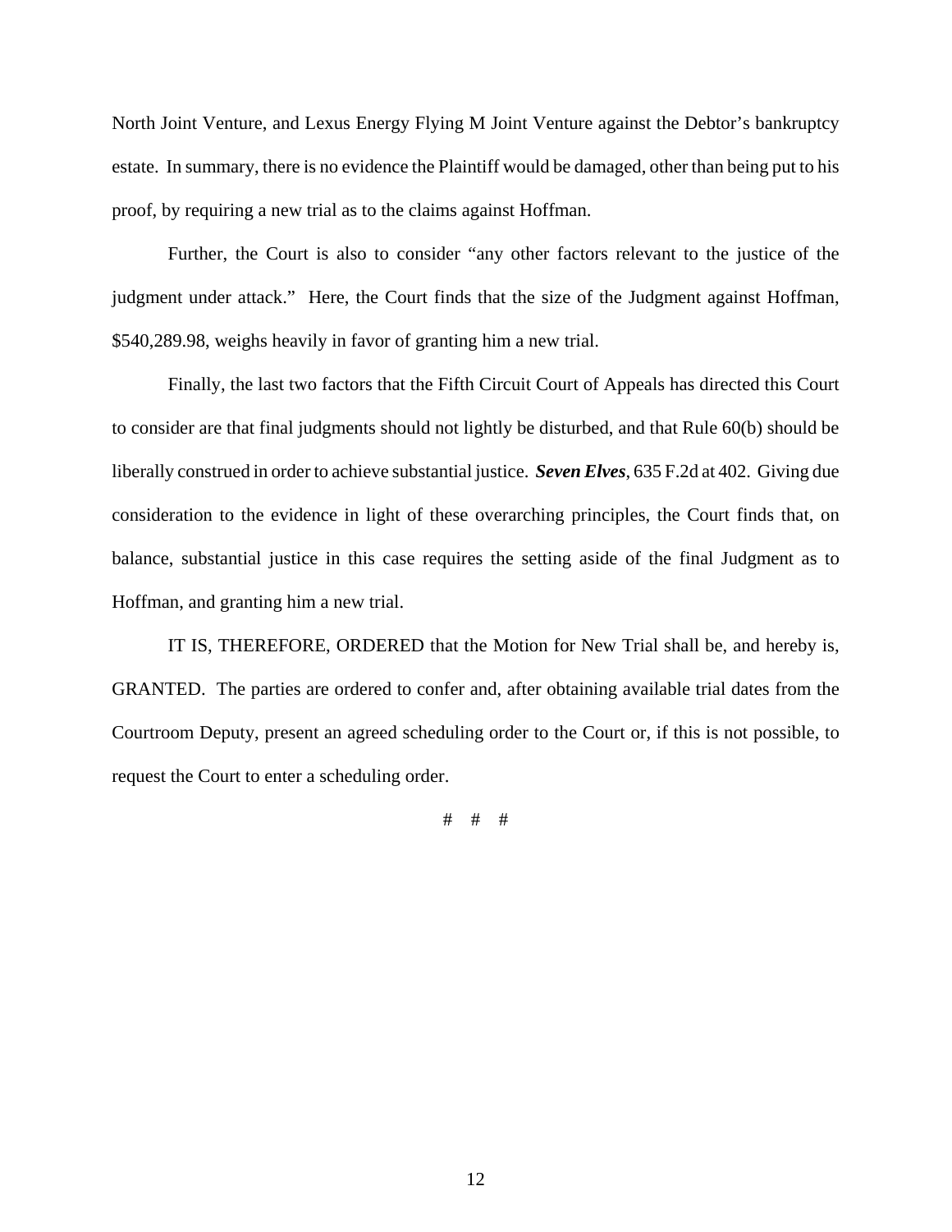North Joint Venture, and Lexus Energy Flying M Joint Venture against the Debtor's bankruptcy estate. In summary, there is no evidence the Plaintiff would be damaged, other than being put to his proof, by requiring a new trial as to the claims against Hoffman.

Further, the Court is also to consider "any other factors relevant to the justice of the judgment under attack." Here, the Court finds that the size of the Judgment against Hoffman, $540,289.98, weighs heavily in favor of granting him a new trial.

Finally, the last two factors that the Fifth Circuit Court of Appeals has directed this Court to consider are that final judgments should not lightly be disturbed, and that Rule 60(b) should be liberally construed in order to achieve substantial justice. ***Seven Elves***, 635 F.2d at 402. Giving due consideration to the evidence in light of these overarching principles, the Court finds that, on balance, substantial justice in this case requires the setting aside of the final Judgment as to Hoffman, and granting him a new trial.

IT IS, THEREFORE, ORDERED that the Motion for New Trial shall be, and hereby is, GRANTED. The parties are ordered to confer and, after obtaining available trial dates from the Courtroom Deputy, present an agreed scheduling order to the Court or, if this is not possible, to request the Court to enter a scheduling order.

# # #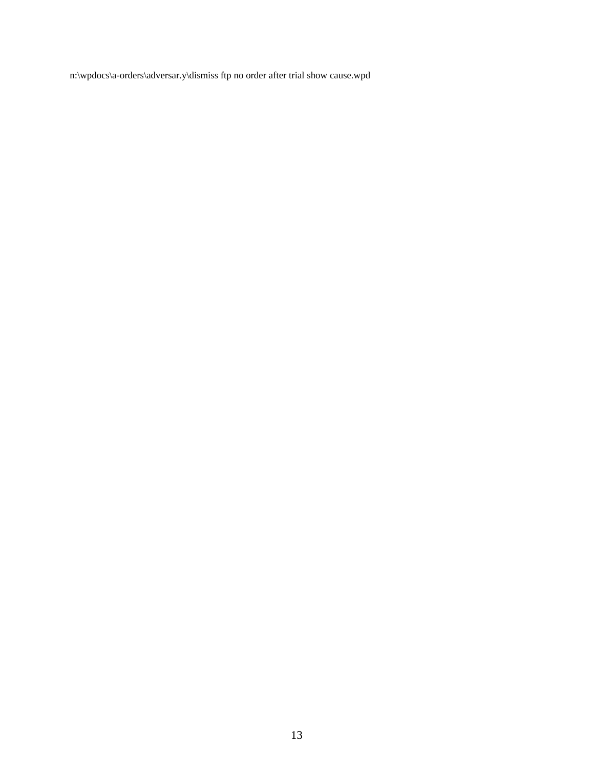n:\wpdocs\a-orders\adversar.y\dismiss ftp no order after trial show cause.wpd